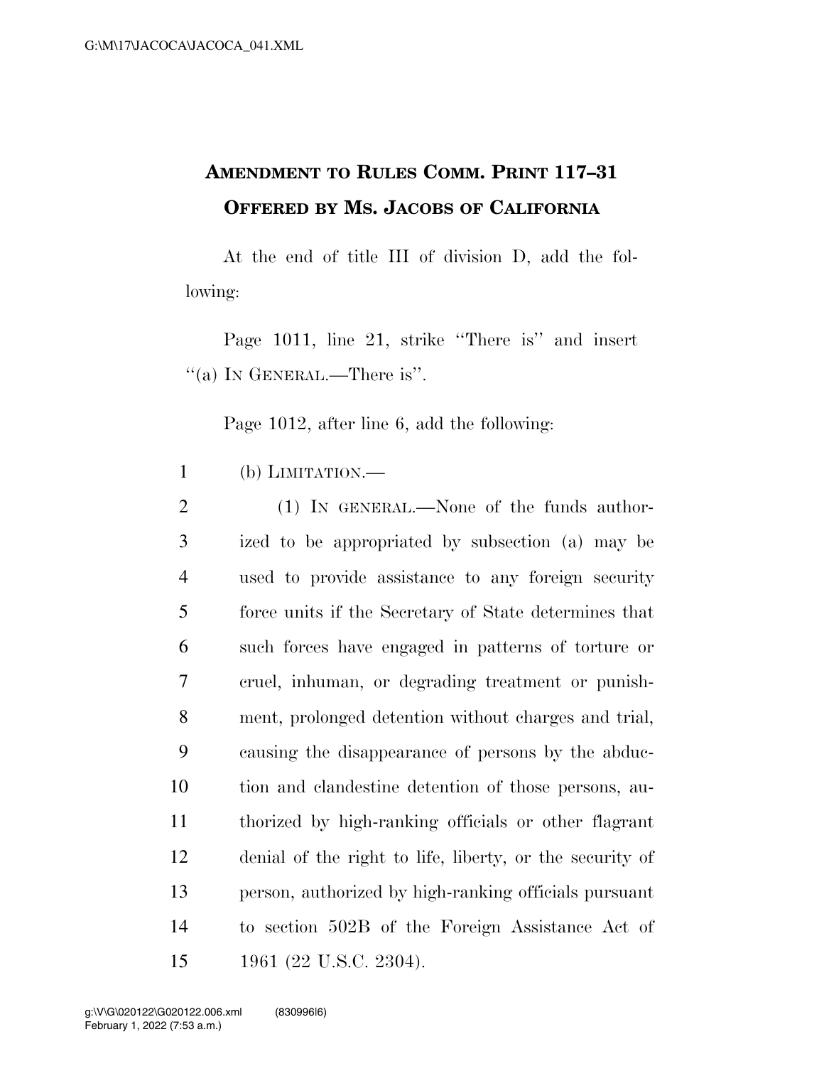# AMENDMENT TO RULES COMM. PRINT 117–31
## OFFERED BY MS. JACOBS OF CALIFORNIA

At the end of title III of division D, add the following:

Page 1011, line 21, strike "There is" and insert "(a) IN GENERAL.—There is".

Page 1012, after line 6, add the following:

(b) LIMITATION.—

(1) IN GENERAL.—None of the funds authorized to be appropriated by subsection (a) may be used to provide assistance to any foreign security force units if the Secretary of State determines that such forces have engaged in patterns of torture or cruel, inhuman, or degrading treatment or punishment, prolonged detention without charges and trial, causing the disappearance of persons by the abduction and clandestine detention of those persons, authorized by high-ranking officials or other flagrant denial of the right to life, liberty, or the security of person, authorized by high-ranking officials pursuant to section 502B of the Foreign Assistance Act of 1961 (22 U.S.C. 2304).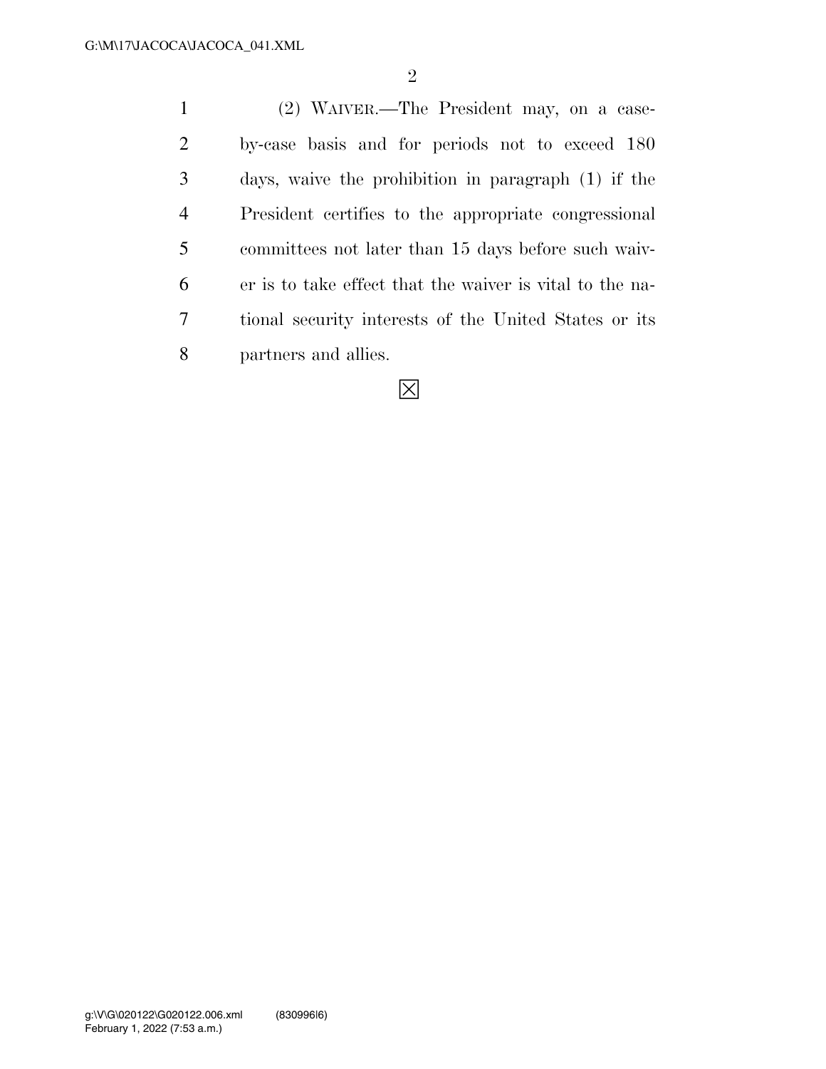(2) WAIVER.—The President may, on a case-by-case basis and for periods not to exceed 180 days, waive the prohibition in paragraph (1) if the President certifies to the appropriate congressional committees not later than 15 days before such waiver is to take effect that the waiver is vital to the national security interests of the United States or its partners and allies.